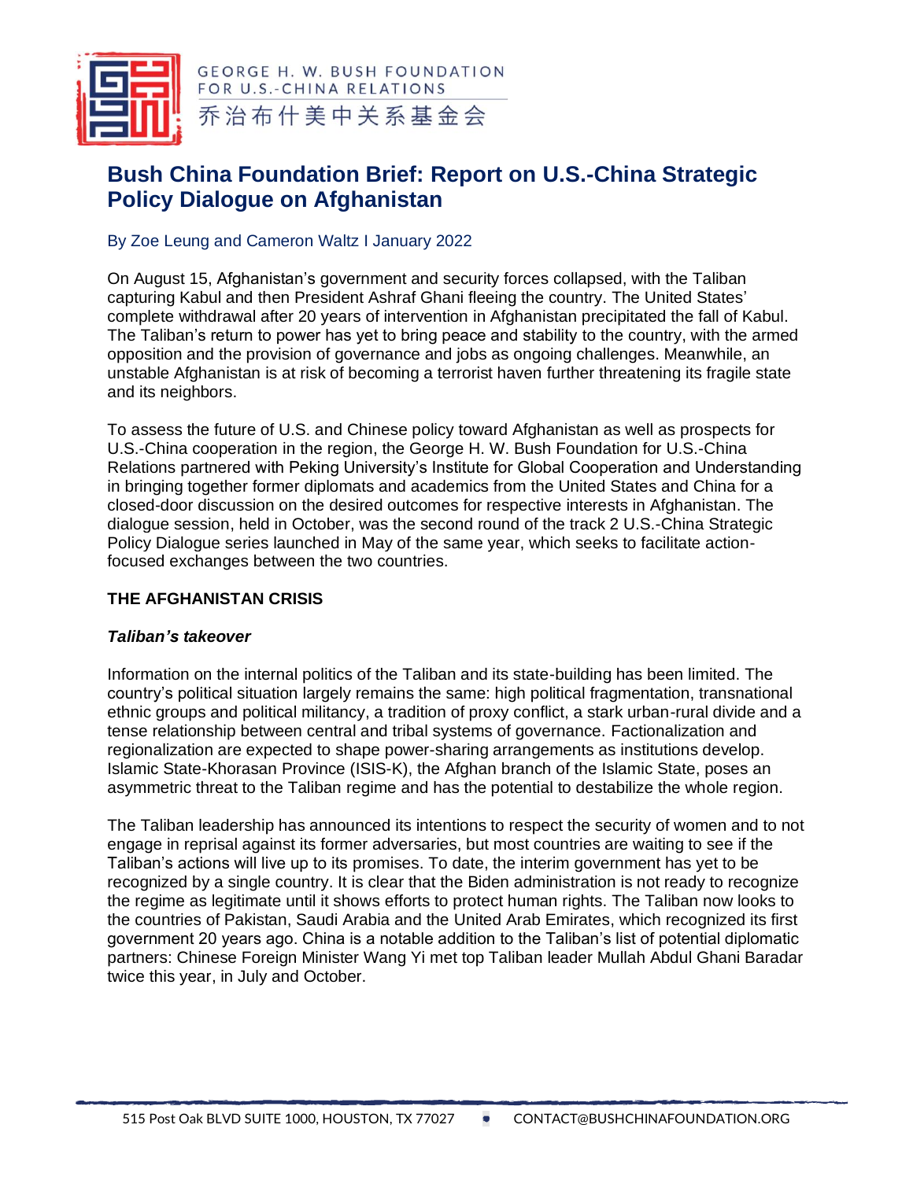GEORGE H. W. BUSH FOUNDATION FOR U.S.-CHINA RELATIONS
乔治布什美中关系基金会

# Bush China Foundation Brief: Report on U.S.-China Strategic Policy Dialogue on Afghanistan

By Zoe Leung and Cameron Waltz I January 2022

On August 15, Afghanistan's government and security forces collapsed, with the Taliban capturing Kabul and then President Ashraf Ghani fleeing the country. The United States' complete withdrawal after 20 years of intervention in Afghanistan precipitated the fall of Kabul. The Taliban's return to power has yet to bring peace and stability to the country, with the armed opposition and the provision of governance and jobs as ongoing challenges. Meanwhile, an unstable Afghanistan is at risk of becoming a terrorist haven further threatening its fragile state and its neighbors.

To assess the future of U.S. and Chinese policy toward Afghanistan as well as prospects for U.S.-China cooperation in the region, the George H. W. Bush Foundation for U.S.-China Relations partnered with Peking University's Institute for Global Cooperation and Understanding in bringing together former diplomats and academics from the United States and China for a closed-door discussion on the desired outcomes for respective interests in Afghanistan. The dialogue session, held in October, was the second round of the track 2 U.S.-China Strategic Policy Dialogue series launched in May of the same year, which seeks to facilitate action-focused exchanges between the two countries.

## THE AFGHANISTAN CRISIS

### *Taliban's takeover*

Information on the internal politics of the Taliban and its state-building has been limited. The country's political situation largely remains the same: high political fragmentation, transnational ethnic groups and political militancy, a tradition of proxy conflict, a stark urban-rural divide and a tense relationship between central and tribal systems of governance. Factionalization and regionalization are expected to shape power-sharing arrangements as institutions develop. Islamic State-Khorasan Province (ISIS-K), the Afghan branch of the Islamic State, poses an asymmetric threat to the Taliban regime and has the potential to destabilize the whole region.

The Taliban leadership has announced its intentions to respect the security of women and to not engage in reprisal against its former adversaries, but most countries are waiting to see if the Taliban's actions will live up to its promises. To date, the interim government has yet to be recognized by a single country. It is clear that the Biden administration is not ready to recognize the regime as legitimate until it shows efforts to protect human rights. The Taliban now looks to the countries of Pakistan, Saudi Arabia and the United Arab Emirates, which recognized its first government 20 years ago. China is a notable addition to the Taliban's list of potential diplomatic partners: Chinese Foreign Minister Wang Yi met top Taliban leader Mullah Abdul Ghani Baradar twice this year, in July and October.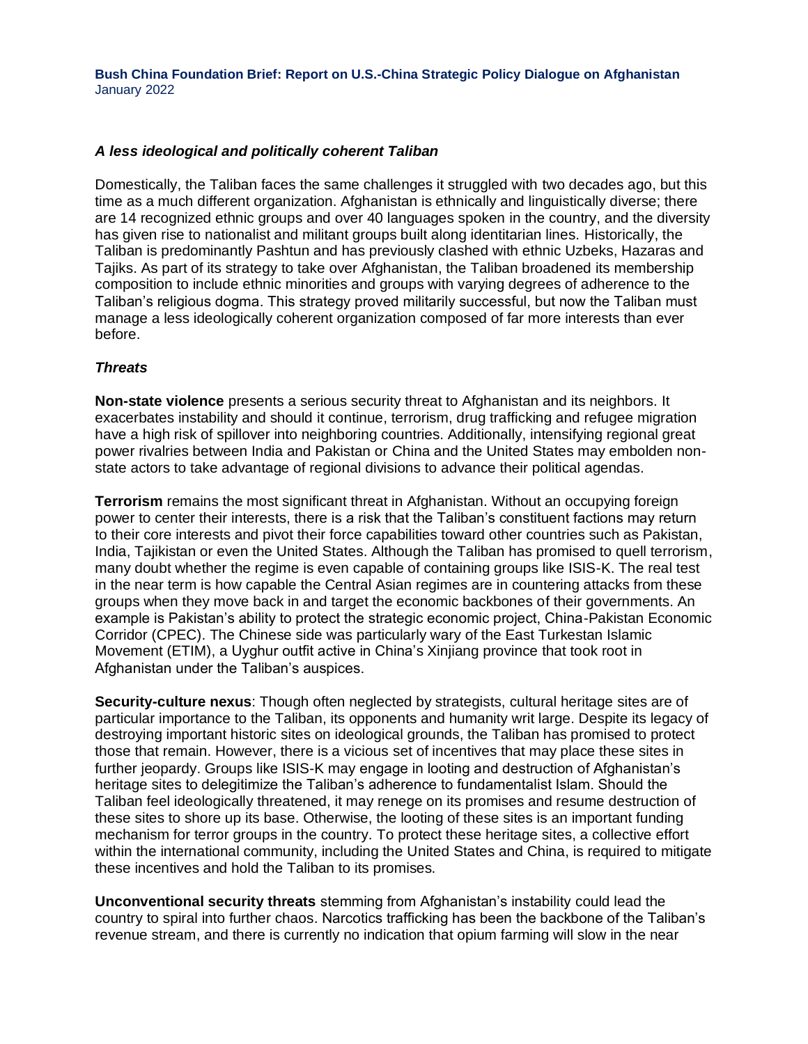### *A less ideological and politically coherent Taliban*

Domestically, the Taliban faces the same challenges it struggled with two decades ago, but this time as a much different organization. Afghanistan is ethnically and linguistically diverse; there are 14 recognized ethnic groups and over 40 languages spoken in the country, and the diversity has given rise to nationalist and militant groups built along identitarian lines. Historically, the Taliban is predominantly Pashtun and has previously clashed with ethnic Uzbeks, Hazaras and Tajiks. As part of its strategy to take over Afghanistan, the Taliban broadened its membership composition to include ethnic minorities and groups with varying degrees of adherence to the Taliban's religious dogma. This strategy proved militarily successful, but now the Taliban must manage a less ideologically coherent organization composed of far more interests than ever before.

### *Threats*

**Non-state violence** presents a serious security threat to Afghanistan and its neighbors. It exacerbates instability and should it continue, terrorism, drug trafficking and refugee migration have a high risk of spillover into neighboring countries. Additionally, intensifying regional great power rivalries between India and Pakistan or China and the United States may embolden non-state actors to take advantage of regional divisions to advance their political agendas.

**Terrorism** remains the most significant threat in Afghanistan. Without an occupying foreign power to center their interests, there is a risk that the Taliban's constituent factions may return to their core interests and pivot their force capabilities toward other countries such as Pakistan, India, Tajikistan or even the United States. Although the Taliban has promised to quell terrorism, many doubt whether the regime is even capable of containing groups like ISIS-K. The real test in the near term is how capable the Central Asian regimes are in countering attacks from these groups when they move back in and target the economic backbones of their governments. An example is Pakistan's ability to protect the strategic economic project, China-Pakistan Economic Corridor (CPEC). The Chinese side was particularly wary of the East Turkestan Islamic Movement (ETIM), a Uyghur outfit active in China's Xinjiang province that took root in Afghanistan under the Taliban's auspices.

**Security-culture nexus**: Though often neglected by strategists, cultural heritage sites are of particular importance to the Taliban, its opponents and humanity writ large. Despite its legacy of destroying important historic sites on ideological grounds, the Taliban has promised to protect those that remain. However, there is a vicious set of incentives that may place these sites in further jeopardy. Groups like ISIS-K may engage in looting and destruction of Afghanistan's heritage sites to delegitimize the Taliban's adherence to fundamentalist Islam. Should the Taliban feel ideologically threatened, it may renege on its promises and resume destruction of these sites to shore up its base. Otherwise, the looting of these sites is an important funding mechanism for terror groups in the country. To protect these heritage sites, a collective effort within the international community, including the United States and China, is required to mitigate these incentives and hold the Taliban to its promises.

**Unconventional security threats** stemming from Afghanistan's instability could lead the country to spiral into further chaos. Narcotics trafficking has been the backbone of the Taliban's revenue stream, and there is currently no indication that opium farming will slow in the near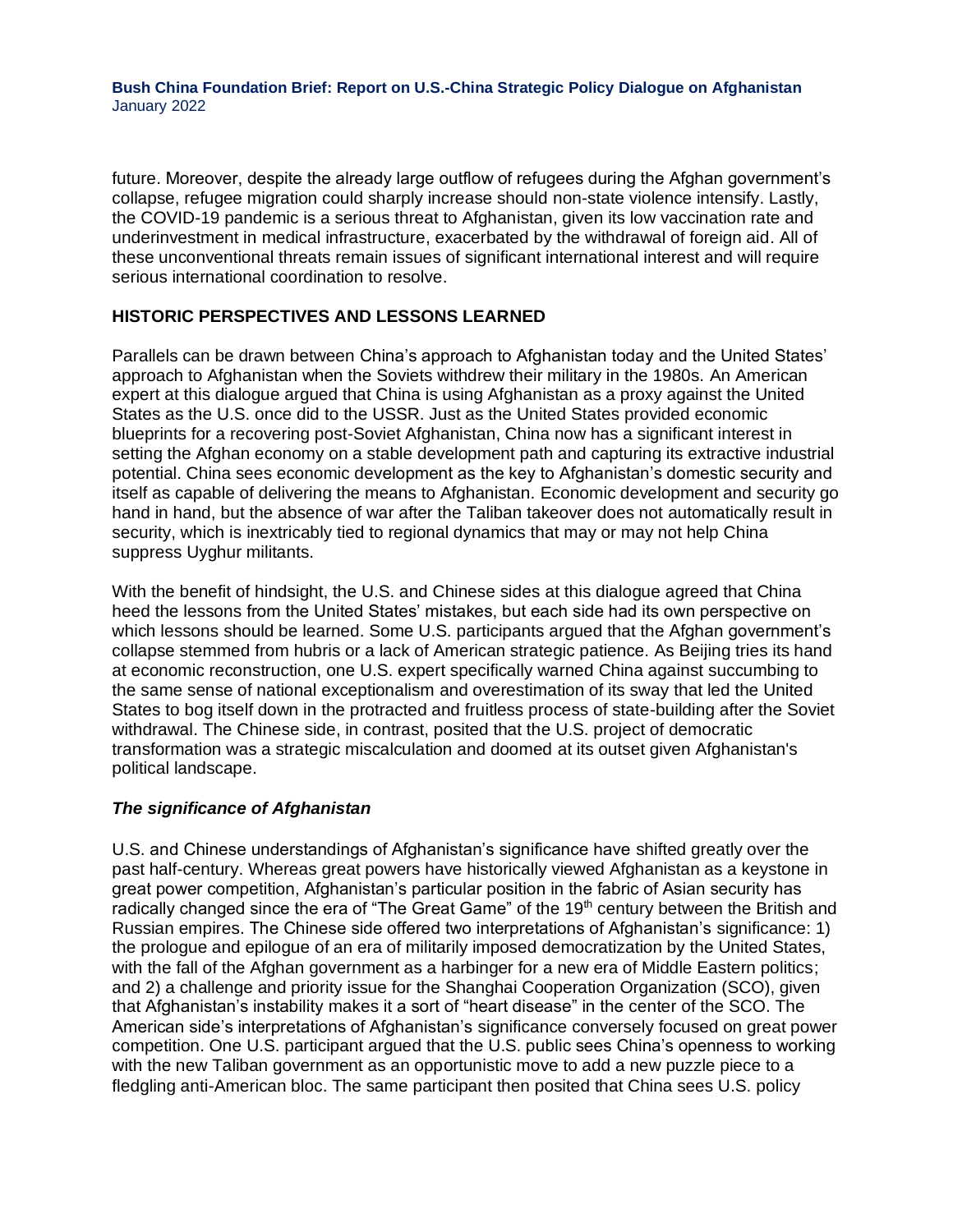future. Moreover, despite the already large outflow of refugees during the Afghan government's collapse, refugee migration could sharply increase should non-state violence intensify. Lastly, the COVID-19 pandemic is a serious threat to Afghanistan, given its low vaccination rate and underinvestment in medical infrastructure, exacerbated by the withdrawal of foreign aid. All of these unconventional threats remain issues of significant international interest and will require serious international coordination to resolve.

## HISTORIC PERSPECTIVES AND LESSONS LEARNED

Parallels can be drawn between China's approach to Afghanistan today and the United States' approach to Afghanistan when the Soviets withdrew their military in the 1980s. An American expert at this dialogue argued that China is using Afghanistan as a proxy against the United States as the U.S. once did to the USSR. Just as the United States provided economic blueprints for a recovering post-Soviet Afghanistan, China now has a significant interest in setting the Afghan economy on a stable development path and capturing its extractive industrial potential. China sees economic development as the key to Afghanistan's domestic security and itself as capable of delivering the means to Afghanistan. Economic development and security go hand in hand, but the absence of war after the Taliban takeover does not automatically result in security, which is inextricably tied to regional dynamics that may or may not help China suppress Uyghur militants.

With the benefit of hindsight, the U.S. and Chinese sides at this dialogue agreed that China heed the lessons from the United States' mistakes, but each side had its own perspective on which lessons should be learned. Some U.S. participants argued that the Afghan government's collapse stemmed from hubris or a lack of American strategic patience. As Beijing tries its hand at economic reconstruction, one U.S. expert specifically warned China against succumbing to the same sense of national exceptionalism and overestimation of its sway that led the United States to bog itself down in the protracted and fruitless process of state-building after the Soviet withdrawal. The Chinese side, in contrast, posited that the U.S. project of democratic transformation was a strategic miscalculation and doomed at its outset given Afghanistan's political landscape.

### *The significance of Afghanistan*

U.S. and Chinese understandings of Afghanistan's significance have shifted greatly over the past half-century. Whereas great powers have historically viewed Afghanistan as a keystone in great power competition, Afghanistan's particular position in the fabric of Asian security has radically changed since the era of "The Great Game" of the 19th century between the British and Russian empires. The Chinese side offered two interpretations of Afghanistan's significance: 1) the prologue and epilogue of an era of militarily imposed democratization by the United States, with the fall of the Afghan government as a harbinger for a new era of Middle Eastern politics; and 2) a challenge and priority issue for the Shanghai Cooperation Organization (SCO), given that Afghanistan's instability makes it a sort of "heart disease" in the center of the SCO. The American side's interpretations of Afghanistan's significance conversely focused on great power competition. One U.S. participant argued that the U.S. public sees China's openness to working with the new Taliban government as an opportunistic move to add a new puzzle piece to a fledgling anti-American bloc. The same participant then posited that China sees U.S. policy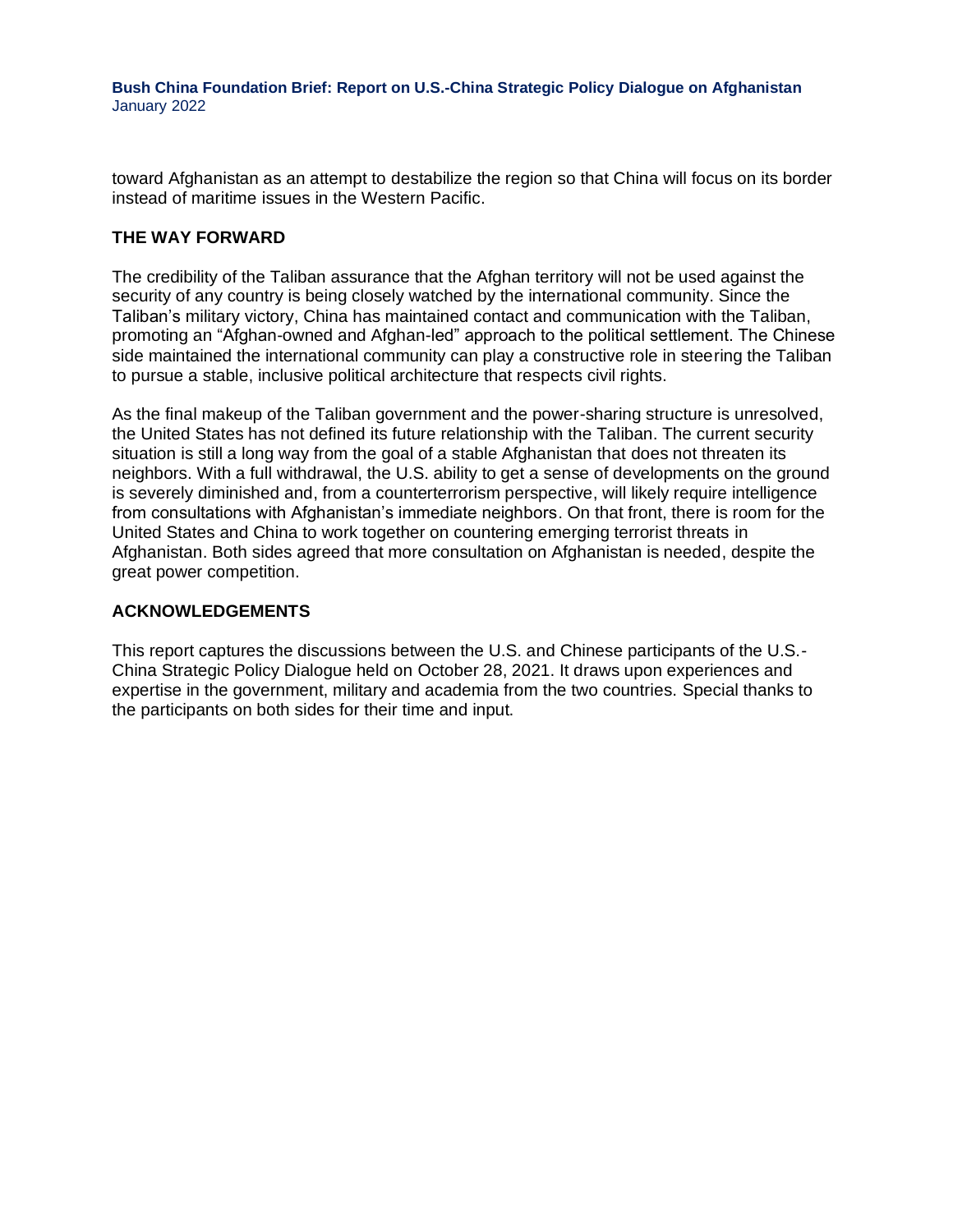toward Afghanistan as an attempt to destabilize the region so that China will focus on its border instead of maritime issues in the Western Pacific.

## THE WAY FORWARD

The credibility of the Taliban assurance that the Afghan territory will not be used against the security of any country is being closely watched by the international community. Since the Taliban's military victory, China has maintained contact and communication with the Taliban, promoting an "Afghan-owned and Afghan-led" approach to the political settlement. The Chinese side maintained the international community can play a constructive role in steering the Taliban to pursue a stable, inclusive political architecture that respects civil rights.

As the final makeup of the Taliban government and the power-sharing structure is unresolved, the United States has not defined its future relationship with the Taliban. The current security situation is still a long way from the goal of a stable Afghanistan that does not threaten its neighbors. With a full withdrawal, the U.S. ability to get a sense of developments on the ground is severely diminished and, from a counterterrorism perspective, will likely require intelligence from consultations with Afghanistan's immediate neighbors. On that front, there is room for the United States and China to work together on countering emerging terrorist threats in Afghanistan. Both sides agreed that more consultation on Afghanistan is needed, despite the great power competition.

## ACKNOWLEDGEMENTS

This report captures the discussions between the U.S. and Chinese participants of the U.S.-China Strategic Policy Dialogue held on October 28, 2021. It draws upon experiences and expertise in the government, military and academia from the two countries. Special thanks to the participants on both sides for their time and input.